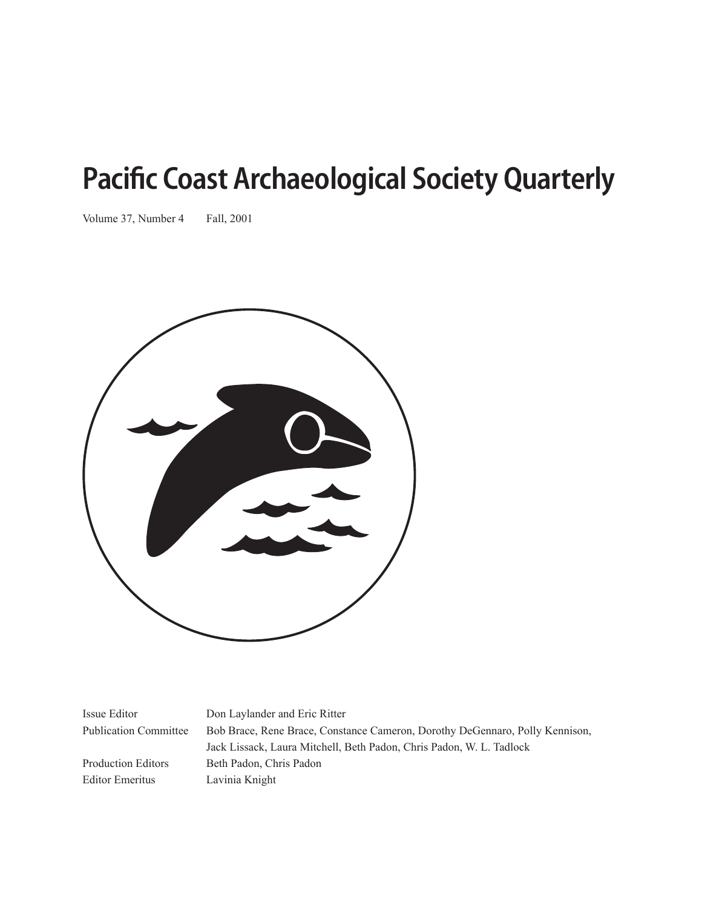# Pacific Coast Archaeological Society Quarterly

Volume 37, Number 4 Fall, 2001

| | |
|---|---|
| Issue Editor | Don Laylander and Eric Ritter |
| Publication Committee | Bob Brace, Rene Brace, Constance Cameron, Dorothy DeGennaro, Polly Kennison, Jack Lissack, Laura Mitchell, Beth Padon, Chris Padon, W. L. Tadlock |
| Production Editors | Beth Padon, Chris Padon |
| Editor Emeritus | Lavinia Knight |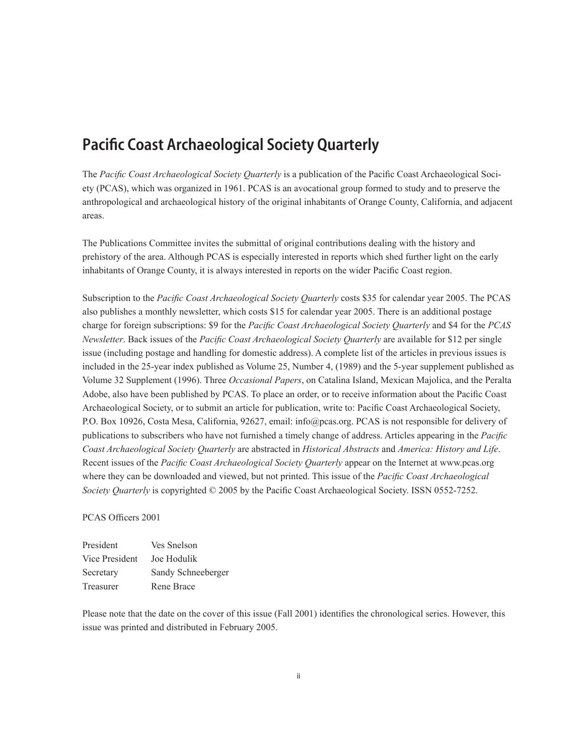## Pacific Coast Archaeological Society Quarterly

The *Pacific Coast Archaeological Society Quarterly* is a publication of the Pacific Coast Archaeological Society (PCAS), which was organized in 1961. PCAS is an avocational group formed to study and to preserve the anthropological and archaeological history of the original inhabitants of Orange County, California, and adjacent areas.

The Publications Committee invites the submittal of original contributions dealing with the history and prehistory of the area. Although PCAS is especially interested in reports which shed further light on the early inhabitants of Orange County, it is always interested in reports on the wider Pacific Coast region.

Subscription to the *Pacific Coast Archaeological Society Quarterly* costs $35 for calendar year 2005. The PCAS also publishes a monthly newsletter, which costs $15 for calendar year 2005. There is an additional postage charge for foreign subscriptions: $9 for the *Pacific Coast Archaeological Society Quarterly* and $4 for the *PCAS Newsletter*. Back issues of the *Pacific Coast Archaeological Society Quarterly* are available for $12 per single issue (including postage and handling for domestic address). A complete list of the articles in previous issues is included in the 25-year index published as Volume 25, Number 4, (1989) and the 5-year supplement published as Volume 32 Supplement (1996). Three *Occasional Papers*, on Catalina Island, Mexican Majolica, and the Peralta Adobe, also have been published by PCAS. To place an order, or to receive information about the Pacific Coast Archaeological Society, or to submit an article for publication, write to: Pacific Coast Archaeological Society, P.O. Box 10926, Costa Mesa, California, 92627, email: info@pcas.org. PCAS is not responsible for delivery of publications to subscribers who have not furnished a timely change of address. Articles appearing in the *Pacific Coast Archaeological Society Quarterly* are abstracted in *Historical Abstracts* and *America: History and Life*. Recent issues of the *Pacific Coast Archaeological Society Quarterly* appear on the Internet at www.pcas.org where they can be downloaded and viewed, but not printed. This issue of the *Pacific Coast Archaeological Society Quarterly* is copyrighted © 2005 by the Pacific Coast Archaeological Society. ISSN 0552-7252.

PCAS Officers 2001

| | |
|---|---|
| President | Ves Snelson |
| Vice President | Joe Hodulik |
| Secretary | Sandy Schneeberger |
| Treasurer | Rene Brace |

Please note that the date on the cover of this issue (Fall 2001) identifies the chronological series. However, this issue was printed and distributed in February 2005.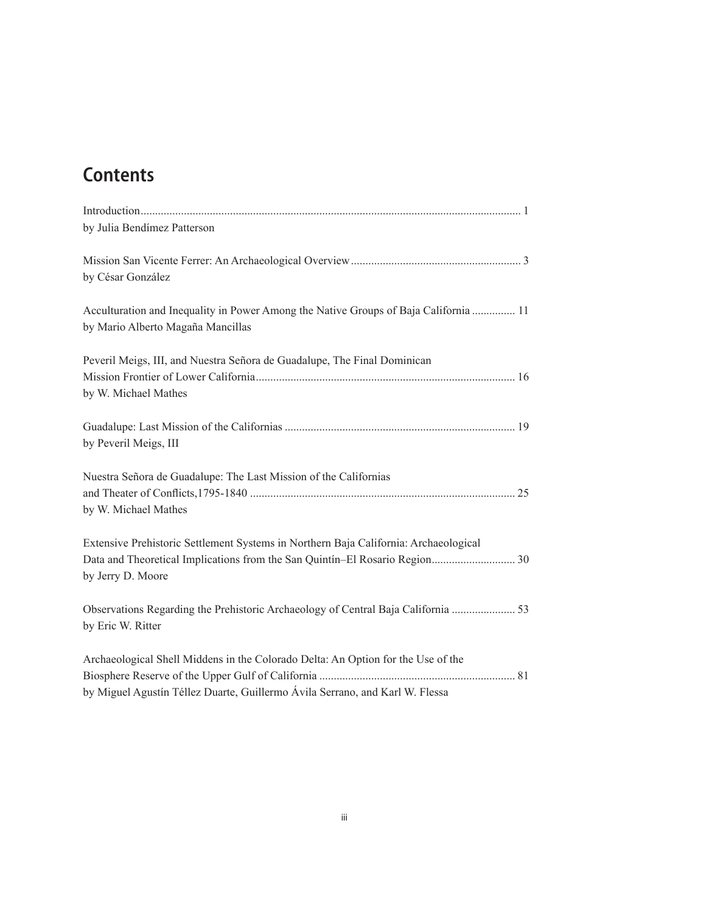## Contents

Introduction ..... 1
by Julia Bendímez Patterson

Mission San Vicente Ferrer: An Archaeological Overview ..... 3
by César González

Acculturation and Inequality in Power Among the Native Groups of Baja California ..... 11
by Mario Alberto Magaña Mancillas

Peveril Meigs, III, and Nuestra Señora de Guadalupe, The Final Dominican Mission Frontier of Lower California ..... 16
by W. Michael Mathes

Guadalupe: Last Mission of the Californias ..... 19
by Peveril Meigs, III

Nuestra Señora de Guadalupe: The Last Mission of the Californias and Theater of Conflicts,1795-1840 ..... 25
by W. Michael Mathes

Extensive Prehistoric Settlement Systems in Northern Baja California: Archaeological Data and Theoretical Implications from the San Quintín–El Rosario Region ..... 30
by Jerry D. Moore

Observations Regarding the Prehistoric Archaeology of Central Baja California ..... 53
by Eric W. Ritter

Archaeological Shell Middens in the Colorado Delta: An Option for the Use of the Biosphere Reserve of the Upper Gulf of California ..... 81
by Miguel Agustín Téllez Duarte, Guillermo Ávila Serrano, and Karl W. Flessa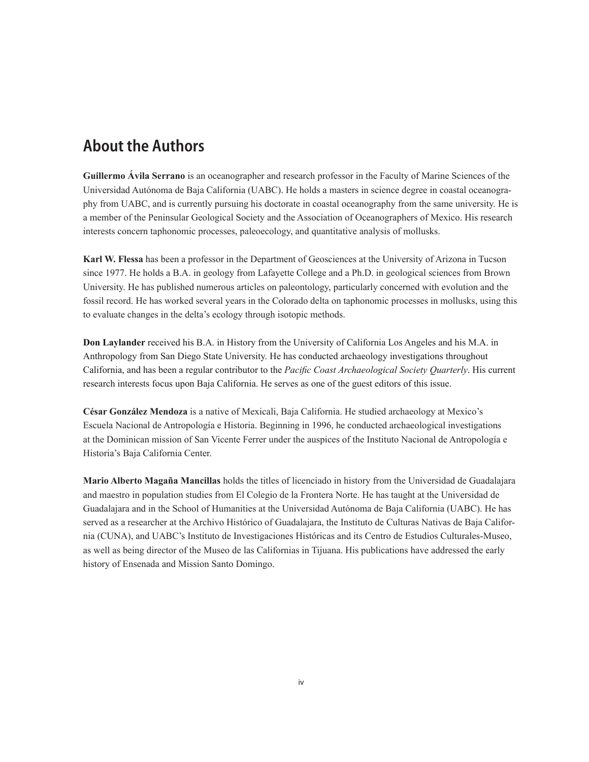## About the Authors

**Guillermo Ávila Serrano** is an oceanographer and research professor in the Faculty of Marine Sciences of the Universidad Autónoma de Baja California (UABC). He holds a masters in science degree in coastal oceanography from UABC, and is currently pursuing his doctorate in coastal oceanography from the same university. He is a member of the Peninsular Geological Society and the Association of Oceanographers of Mexico. His research interests concern taphonomic processes, paleoecology, and quantitative analysis of mollusks.

**Karl W. Flessa** has been a professor in the Department of Geosciences at the University of Arizona in Tucson since 1977. He holds a B.A. in geology from Lafayette College and a Ph.D. in geological sciences from Brown University. He has published numerous articles on paleontology, particularly concerned with evolution and the fossil record. He has worked several years in the Colorado delta on taphonomic processes in mollusks, using this to evaluate changes in the delta's ecology through isotopic methods.

**Don Laylander** received his B.A. in History from the University of California Los Angeles and his M.A. in Anthropology from San Diego State University. He has conducted archaeology investigations throughout California, and has been a regular contributor to the *Pacific Coast Archaeological Society Quarterly*. His current research interests focus upon Baja California. He serves as one of the guest editors of this issue.

**César González Mendoza** is a native of Mexicali, Baja California. He studied archaeology at Mexico's Escuela Nacional de Antropología e Historia. Beginning in 1996, he conducted archaeological investigations at the Dominican mission of San Vicente Ferrer under the auspices of the Instituto Nacional de Antropología e Historia's Baja California Center.

**Mario Alberto Magaña Mancillas** holds the titles of licenciado in history from the Universidad de Guadalajara and maestro in population studies from El Colegio de la Frontera Norte. He has taught at the Universidad de Guadalajara and in the School of Humanities at the Universidad Autónoma de Baja California (UABC). He has served as a researcher at the Archivo Histórico of Guadalajara, the Instituto de Culturas Nativas de Baja California (CUNA), and UABC's Instituto de Investigaciones Históricas and its Centro de Estudios Culturales-Museo, as well as being director of the Museo de las Californias in Tijuana. His publications have addressed the early history of Ensenada and Mission Santo Domingo.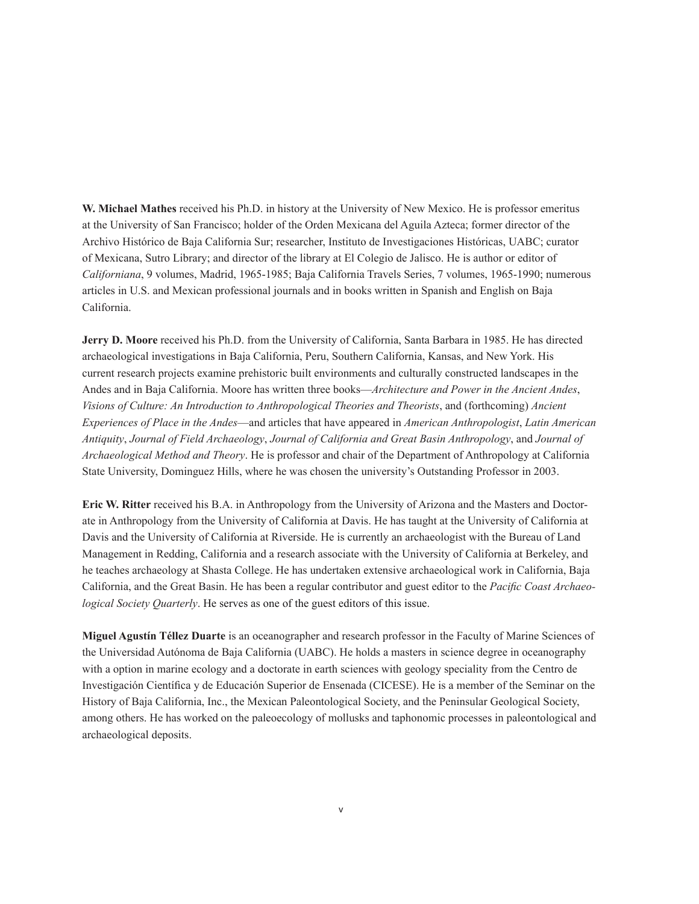**W. Michael Mathes** received his Ph.D. in history at the University of New Mexico. He is professor emeritus at the University of San Francisco; holder of the Orden Mexicana del Aguila Azteca; former director of the Archivo Histórico de Baja California Sur; researcher, Instituto de Investigaciones Históricas, UABC; curator of Mexicana, Sutro Library; and director of the library at El Colegio de Jalisco. He is author or editor of *Californiana*, 9 volumes, Madrid, 1965-1985; Baja California Travels Series, 7 volumes, 1965-1990; numerous articles in U.S. and Mexican professional journals and in books written in Spanish and English on Baja California.

**Jerry D. Moore** received his Ph.D. from the University of California, Santa Barbara in 1985. He has directed archaeological investigations in Baja California, Peru, Southern California, Kansas, and New York. His current research projects examine prehistoric built environments and culturally constructed landscapes in the Andes and in Baja California. Moore has written three books—*Architecture and Power in the Ancient Andes*, *Visions of Culture: An Introduction to Anthropological Theories and Theorists*, and (forthcoming) *Ancient Experiences of Place in the Andes*—and articles that have appeared in *American Anthropologist*, *Latin American Antiquity*, *Journal of Field Archaeology*, *Journal of California and Great Basin Anthropology*, and *Journal of Archaeological Method and Theory*. He is professor and chair of the Department of Anthropology at California State University, Dominguez Hills, where he was chosen the university's Outstanding Professor in 2003.

**Eric W. Ritter** received his B.A. in Anthropology from the University of Arizona and the Masters and Doctorate in Anthropology from the University of California at Davis. He has taught at the University of California at Davis and the University of California at Riverside. He is currently an archaeologist with the Bureau of Land Management in Redding, California and a research associate with the University of California at Berkeley, and he teaches archaeology at Shasta College. He has undertaken extensive archaeological work in California, Baja California, and the Great Basin. He has been a regular contributor and guest editor to the *Pacific Coast Archaeological Society Quarterly*. He serves as one of the guest editors of this issue.

**Miguel Agustín Téllez Duarte** is an oceanographer and research professor in the Faculty of Marine Sciences of the Universidad Autónoma de Baja California (UABC). He holds a masters in science degree in oceanography with a option in marine ecology and a doctorate in earth sciences with geology speciality from the Centro de Investigación Científica y de Educación Superior de Ensenada (CICESE). He is a member of the Seminar on the History of Baja California, Inc., the Mexican Paleontological Society, and the Peninsular Geological Society, among others. He has worked on the paleoecology of mollusks and taphonomic processes in paleontological and archaeological deposits.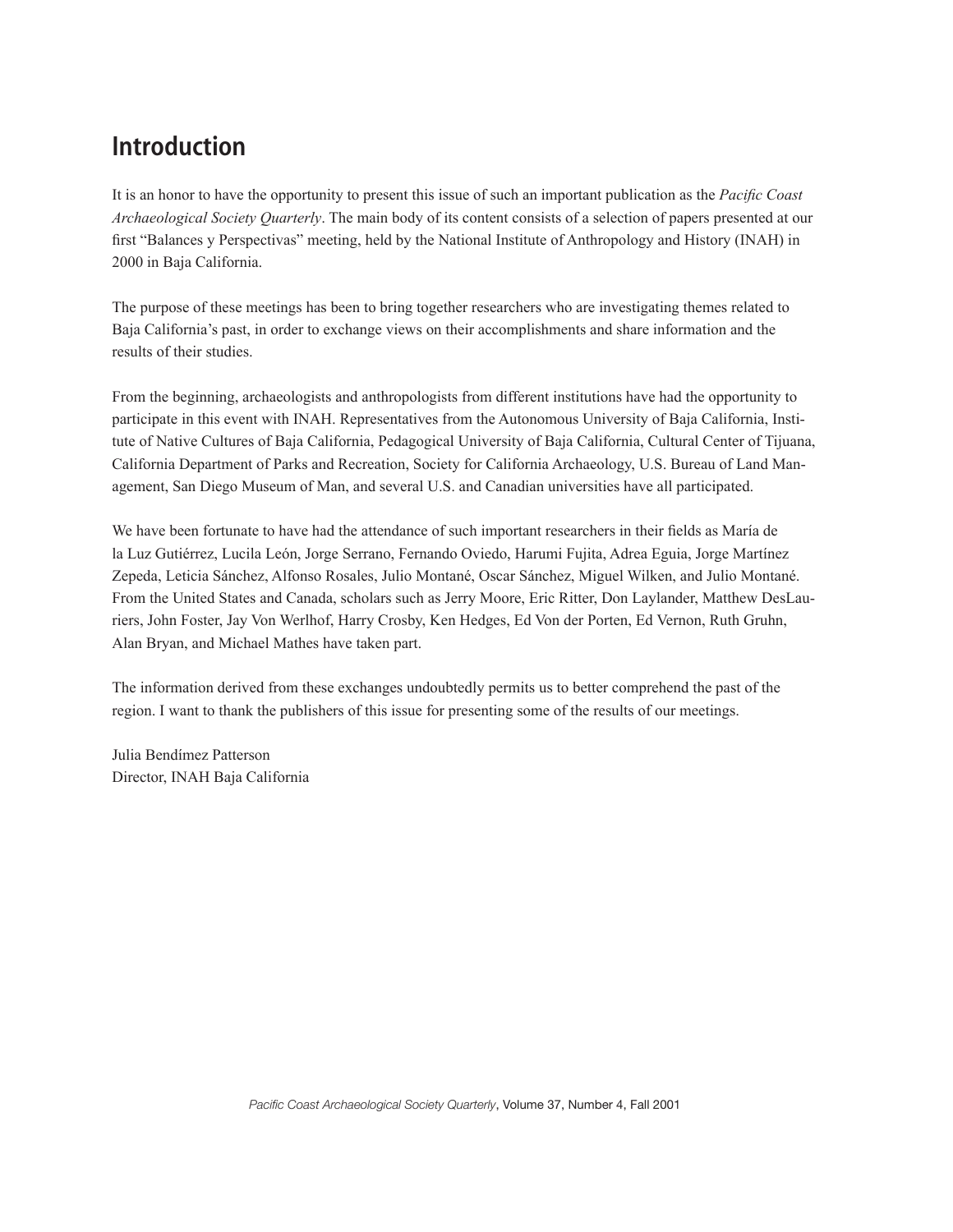# Introduction

It is an honor to have the opportunity to present this issue of such an important publication as the *Pacific Coast Archaeological Society Quarterly*. The main body of its content consists of a selection of papers presented at our first "Balances y Perspectivas" meeting, held by the National Institute of Anthropology and History (INAH) in 2000 in Baja California.

The purpose of these meetings has been to bring together researchers who are investigating themes related to Baja California's past, in order to exchange views on their accomplishments and share information and the results of their studies.

From the beginning, archaeologists and anthropologists from different institutions have had the opportunity to participate in this event with INAH. Representatives from the Autonomous University of Baja California, Institute of Native Cultures of Baja California, Pedagogical University of Baja California, Cultural Center of Tijuana, California Department of Parks and Recreation, Society for California Archaeology, U.S. Bureau of Land Management, San Diego Museum of Man, and several U.S. and Canadian universities have all participated.

We have been fortunate to have had the attendance of such important researchers in their fields as María de la Luz Gutiérrez, Lucila León, Jorge Serrano, Fernando Oviedo, Harumi Fujita, Adrea Eguia, Jorge Martínez Zepeda, Leticia Sánchez, Alfonso Rosales, Julio Montané, Oscar Sánchez, Miguel Wilken, and Julio Montané. From the United States and Canada, scholars such as Jerry Moore, Eric Ritter, Don Laylander, Matthew DesLauriers, John Foster, Jay Von Werlhof, Harry Crosby, Ken Hedges, Ed Von der Porten, Ed Vernon, Ruth Gruhn, Alan Bryan, and Michael Mathes have taken part.

The information derived from these exchanges undoubtedly permits us to better comprehend the past of the region. I want to thank the publishers of this issue for presenting some of the results of our meetings.

Julia Bendímez Patterson
Director, INAH Baja California